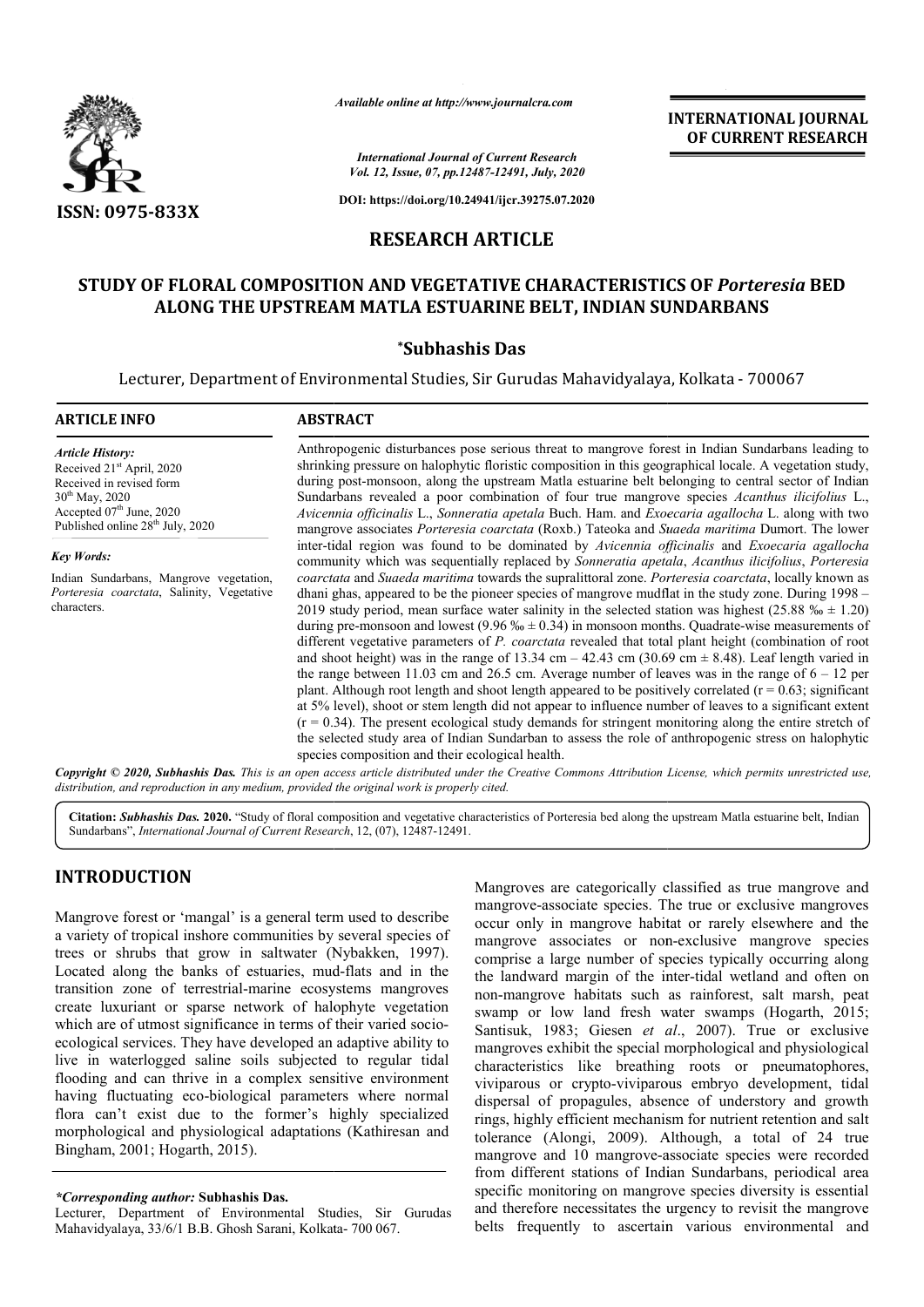*Available online at http://www.journalcra.com*

*International Journal of Current Research*
*Vol. 12, Issue, 07, pp.12487-12491, July, 2020*

**DOI: https://doi.org/10.24941/ijcr.39275.07.2020**

ISSN: 0975-833X

**INTERNATIONAL JOURNAL OF CURRENT RESEARCH**

## RESEARCH ARTICLE

# STUDY OF FLORAL COMPOSITION AND VEGETATIVE CHARACTERISTICS OF *Porteresia* BED ALONG THE UPSTREAM MATLA ESTUARINE BELT, INDIAN SUNDARBANS

**\*Subhashis Das**

Lecturer, Department of Environmental Studies, Sir Gurudas Mahavidyalaya, Kolkata - 700067

### ARTICLE INFO

*Article History:*
Received 21st April, 2020
Received in revised form
30th May, 2020
Accepted 07th June, 2020
Published online 28th July, 2020

*Key Words:*
Indian Sundarbans, Mangrove vegetation, *Porteresia coarctata*, Salinity, Vegetative characters.

### ABSTRACT

Anthropogenic disturbances pose serious threat to mangrove forest in Indian Sundarbans leading to shrinking pressure on halophytic floristic composition in this geographical locale. A vegetation study, during post-monsoon, along the upstream Matla estuarine belt belonging to central sector of Indian Sundarbans revealed a poor combination of four true mangrove species *Acanthus ilicifolius* L., *Avicennia officinalis* L., *Sonneratia apetala* Buch. Ham. and *Exoecaria agallocha* L. along with two mangrove associates *Porteresia coarctata* (Roxb.) Tateoka and *Suaeda maritima* Dumort. The lower inter-tidal region was found to be dominated by *Avicennia officinalis* and *Exoecaria agallocha* community which was sequentially replaced by *Sonneratia apetala*, *Acanthus ilicifolius*, *Porteresia coarctata* and *Suaeda maritima* towards the supralittoral zone. *Porteresia coarctata*, locally known as dhani ghas, appeared to be the pioneer species of mangrove mudflat in the study zone. During 1998 – 2019 study period, mean surface water salinity in the selected station was highest (25.88 ‰ ± 1.20) during pre-monsoon and lowest (9.96 ‰ ± 0.34) in monsoon months. Quadrate-wise measurements of different vegetative parameters of *P. coarctata* revealed that total plant height (combination of root and shoot height) was in the range of 13.34 cm – 42.43 cm (30.69 cm ± 8.48). Leaf length varied in the range between 11.03 cm and 26.5 cm. Average number of leaves was in the range of 6 – 12 per plant. Although root length and shoot length appeared to be positively correlated ($r = 0.63$; significant at 5% level), shoot or stem length did not appear to influence number of leaves to a significant extent ($r = 0.34$). The present ecological study demands for stringent monitoring along the entire stretch of the selected study area of Indian Sundarban to assess the role of anthropogenic stress on halophytic species composition and their ecological health.

*Copyright © 2020, Subhashis Das. This is an open access article distributed under the Creative Commons Attribution License, which permits unrestricted use, distribution, and reproduction in any medium, provided the original work is properly cited.*

**Citation:** *Subhashis Das.* **2020.** "Study of floral composition and vegetative characteristics of Porteresia bed along the upstream Matla estuarine belt, Indian Sundarbans", *International Journal of Current Research*, 12, (07), 12487-12491.

## INTRODUCTION

Mangrove forest or 'mangal' is a general term used to describe a variety of tropical inshore communities by several species of trees or shrubs that grow in saltwater (Nybakken, 1997). Located along the banks of estuaries, mud-flats and in the transition zone of terrestrial-marine ecosystems mangroves create luxuriant or sparse network of halophyte vegetation which are of utmost significance in terms of their varied socio-ecological services. They have developed an adaptive ability to live in waterlogged saline soils subjected to regular tidal flooding and can thrive in a complex sensitive environment having fluctuating eco-biological parameters where normal flora can't exist due to the former's highly specialized morphological and physiological adaptations (Kathiresan and Bingham, 2001; Hogarth, 2015).

Mangroves are categorically classified as true mangrove and mangrove-associate species. The true or exclusive mangroves occur only in mangrove habitat or rarely elsewhere and the mangrove associates or non-exclusive mangrove species comprise a large number of species typically occurring along the landward margin of the inter-tidal wetland and often on non-mangrove habitats such as rainforest, salt marsh, peat swamp or low land fresh water swamps (Hogarth, 2015; Santisuk, 1983; Giesen *et al*., 2007). True or exclusive mangroves exhibit the special morphological and physiological characteristics like breathing roots or pneumatophores, viviparous or crypto-viviparous embryo development, tidal dispersal of propagules, absence of understory and growth rings, highly efficient mechanism for nutrient retention and salt tolerance (Alongi, 2009). Although, a total of 24 true mangrove and 10 mangrove-associate species were recorded from different stations of Indian Sundarbans, periodical area specific monitoring on mangrove species diversity is essential and therefore necessitates the urgency to revisit the mangrove belts frequently to ascertain various environmental and

**\*Corresponding author: Subhashis Das.**
Lecturer, Department of Environmental Studies, Sir Gurudas Mahavidyalaya, 33/6/1 B.B. Ghosh Sarani, Kolkata- 700 067.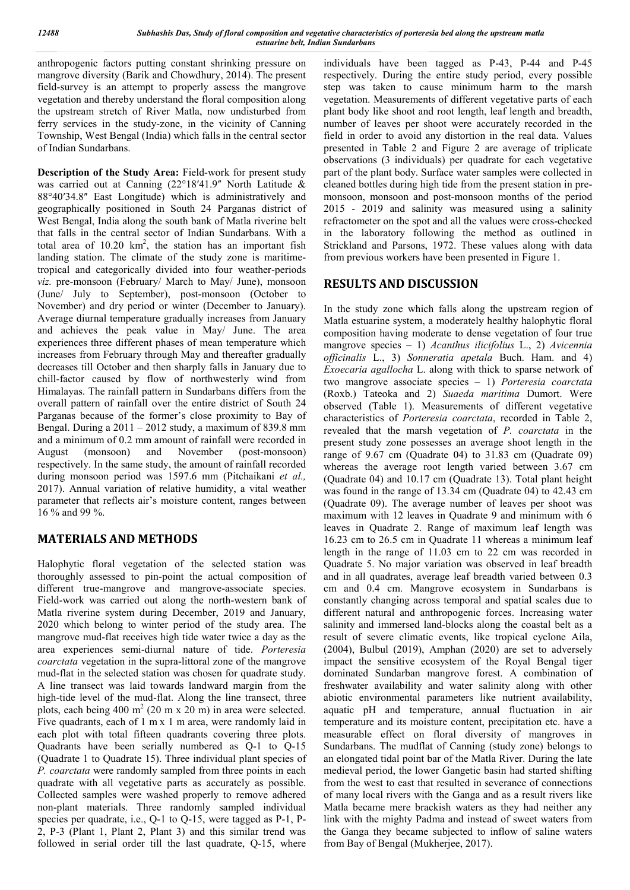anthropogenic factors putting constant shrinking pressure on mangrove diversity (Barik and Chowdhury, 2014). The present field-survey is an attempt to properly assess the mangrove vegetation and thereby understand the floral composition along the upstream stretch of River Matla, now undisturbed from ferry services in the study-zone, in the vicinity of Canning Township, West Bengal (India) which falls in the central sector of Indian Sundarbans.

**Description of the Study Area:** Field-work for present study was carried out at Canning (22°18′41.9″ North Latitude & 88°40′34.8″ East Longitude) which is administratively and geographically positioned in South 24 Parganas district of West Bengal, India along the south bank of Matla riverine belt that falls in the central sector of Indian Sundarbans. With a total area of 10.20 km$^2$, the station has an important fish landing station. The climate of the study zone is maritime-tropical and categorically divided into four weather-periods *viz.* pre-monsoon (February/ March to May/ June), monsoon (June/ July to September), post-monsoon (October to November) and dry period or winter (December to January). Average diurnal temperature gradually increases from January and achieves the peak value in May/ June. The area experiences three different phases of mean temperature which increases from February through May and thereafter gradually decreases till October and then sharply falls in January due to chill-factor caused by flow of northwesterly wind from Himalayas. The rainfall pattern in Sundarbans differs from the overall pattern of rainfall over the entire district of South 24 Parganas because of the former's close proximity to Bay of Bengal. During a 2011 – 2012 study, a maximum of 839.8 mm and a minimum of 0.2 mm amount of rainfall were recorded in August (monsoon) and November (post-monsoon) respectively. In the same study, the amount of rainfall recorded during monsoon period was 1597.6 mm (Pitchaikani *et al.,* 2017). Annual variation of relative humidity, a vital weather parameter that reflects air's moisture content, ranges between 16 % and 99 %.

## MATERIALS AND METHODS

Halophytic floral vegetation of the selected station was thoroughly assessed to pin-point the actual composition of different true-mangrove and mangrove-associate species. Field-work was carried out along the north-western bank of Matla riverine system during December, 2019 and January, 2020 which belong to winter period of the study area. The mangrove mud-flat receives high tide water twice a day as the area experiences semi-diurnal nature of tide. *Porteresia coarctata* vegetation in the supra-littoral zone of the mangrove mud-flat in the selected station was chosen for quadrate study. A line transect was laid towards landward margin from the high-tide level of the mud-flat. Along the line transect, three plots, each being 400 m$^2$ (20 m x 20 m) in area were selected. Five quadrants, each of 1 m x 1 m area, were randomly laid in each plot with total fifteen quadrants covering three plots. Quadrants have been serially numbered as Q-1 to Q-15 (Quadrate 1 to Quadrate 15). Three individual plant species of *P. coarctata* were randomly sampled from three points in each quadrate with all vegetative parts as accurately as possible. Collected samples were washed properly to remove adhered non-plant materials. Three randomly sampled individual species per quadrate, i.e., Q-1 to Q-15, were tagged as P-1, P-2, P-3 (Plant 1, Plant 2, Plant 3) and this similar trend was followed in serial order till the last quadrate, Q-15, where individuals have been tagged as P-43, P-44 and P-45 respectively. During the entire study period, every possible step was taken to cause minimum harm to the marsh vegetation. Measurements of different vegetative parts of each plant body like shoot and root length, leaf length and breadth, number of leaves per shoot were accurately recorded in the field in order to avoid any distortion in the real data. Values presented in Table 2 and Figure 2 are average of triplicate observations (3 individuals) per quadrate for each vegetative part of the plant body. Surface water samples were collected in cleaned bottles during high tide from the present station in pre-monsoon, monsoon and post-monsoon months of the period 2015 - 2019 and salinity was measured using a salinity refractometer on the spot and all the values were cross-checked in the laboratory following the method as outlined in Strickland and Parsons, 1972. These values along with data from previous workers have been presented in Figure 1.

## RESULTS AND DISCUSSION

In the study zone which falls along the upstream region of Matla estuarine system, a moderately healthy halophytic floral composition having moderate to dense vegetation of four true mangrove species – 1) *Acanthus ilicifolius* L., 2) *Avicennia officinalis* L., 3) *Sonneratia apetala* Buch. Ham. and 4) *Exoecaria agallocha* L. along with thick to sparse network of two mangrove associate species – 1) *Porteresia coarctata* (Roxb.) Tateoka and 2) *Suaeda maritima* Dumort. Were observed (Table 1). Measurements of different vegetative characteristics of *Porteresia coarctata*, recorded in Table 2, revealed that the marsh vegetation of *P. coarctata* in the present study zone possesses an average shoot length in the range of 9.67 cm (Quadrate 04) to 31.83 cm (Quadrate 09) whereas the average root length varied between 3.67 cm (Quadrate 04) and 10.17 cm (Quadrate 13). Total plant height was found in the range of 13.34 cm (Quadrate 04) to 42.43 cm (Quadrate 09). The average number of leaves per shoot was maximum with 12 leaves in Quadrate 9 and minimum with 6 leaves in Quadrate 2. Range of maximum leaf length was 16.23 cm to 26.5 cm in Quadrate 11 whereas a minimum leaf length in the range of 11.03 cm to 22 cm was recorded in Quadrate 5. No major variation was observed in leaf breadth and in all quadrates, average leaf breadth varied between 0.3 cm and 0.4 cm. Mangrove ecosystem in Sundarbans is constantly changing across temporal and spatial scales due to different natural and anthropogenic forces. Increasing water salinity and immersed land-blocks along the coastal belt as a result of severe climatic events, like tropical cyclone Aila, (2004), Bulbul (2019), Amphan (2020) are set to adversely impact the sensitive ecosystem of the Royal Bengal tiger dominated Sundarban mangrove forest. A combination of freshwater availability and water salinity along with other abiotic environmental parameters like nutrient availability, aquatic pH and temperature, annual fluctuation in air temperature and its moisture content, precipitation etc. have a measurable effect on floral diversity of mangroves in Sundarbans. The mudflat of Canning (study zone) belongs to an elongated tidal point bar of the Matla River. During the late medieval period, the lower Gangetic basin had started shifting from the west to east that resulted in severance of connections of many local rivers with the Ganga and as a result rivers like Matla became mere brackish waters as they had neither any link with the mighty Padma and instead of sweet waters from the Ganga they became subjected to inflow of saline waters from Bay of Bengal (Mukherjee, 2017).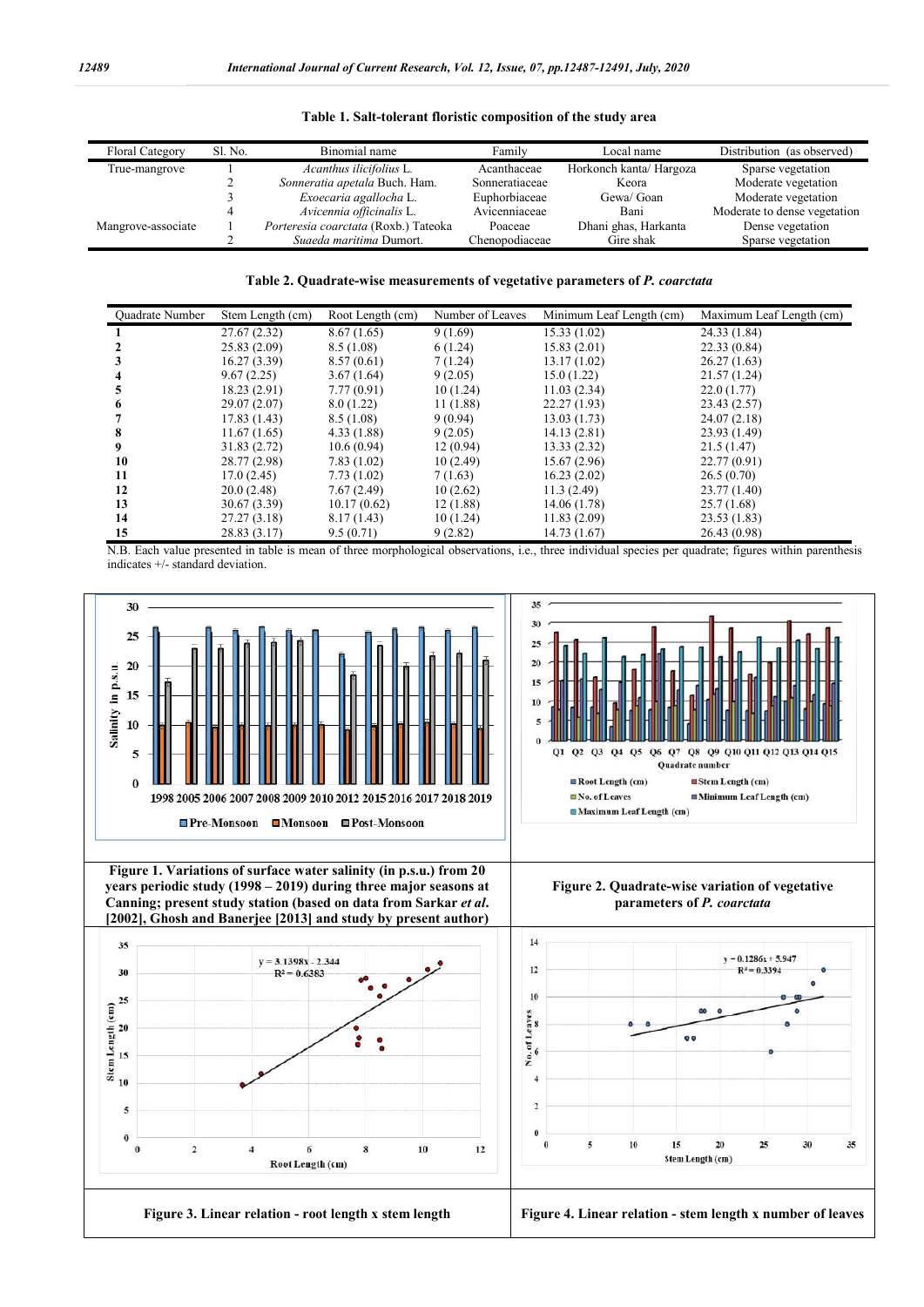**Table 1. Salt-tolerant floristic composition of the study area**

| Floral Category | Sl. No. | Binomial name | Family | Local name | Distribution (as observed) |
|---|---|---|---|---|---|
| True-mangrove | 1 | *Acanthus ilicifolius* L. | Acanthaceae | Horkonch kanta/ Hargoza | Sparse vegetation |
| | 2 | *Sonneratia apetala* Buch. Ham. | Sonneratiaceae | Keora | Moderate vegetation |
| | 3 | *Exoecaria agallocha* L. | Euphorbiaceae | Gewa/ Goan | Moderate vegetation |
| | 4 | *Avicennia officinalis* L. | Avicenniaceae | Bani | Moderate to dense vegetation |
| Mangrove-associate | 1 | *Porteresia coarctata* (Roxb.) Tateoka | Poaceae | Dhani ghas, Harkanta | Dense vegetation |
| | 2 | *Suaeda maritima* Dumort. | Chenopodiaceae | Gire shak | Sparse vegetation |

**Table 2. Quadrate-wise measurements of vegetative parameters of *P. coarctata***

| Quadrate Number | Stem Length (cm) | Root Length (cm) | Number of Leaves | Minimum Leaf Length (cm) | Maximum Leaf Length (cm) |
|---|---|---|---|---|---|
| **1** | 27.67 (2.32) | 8.67 (1.65) | 9 (1.69) | 15.33 (1.02) | 24.33 (1.84) |
| **2** | 25.83 (2.09) | 8.5 (1.08) | 6 (1.24) | 15.83 (2.01) | 22.33 (0.84) |
| **3** | 16.27 (3.39) | 8.57 (0.61) | 7 (1.24) | 13.17 (1.02) | 26.27 (1.63) |
| **4** | 9.67 (2.25) | 3.67 (1.64) | 9 (2.05) | 15.0 (1.22) | 21.57 (1.24) |
| **5** | 18.23 (2.91) | 7.77 (0.91) | 10 (1.24) | 11.03 (2.34) | 22.0 (1.77) |
| **6** | 29.07 (2.07) | 8.0 (1.22) | 11 (1.88) | 22.27 (1.93) | 23.43 (2.57) |
| **7** | 17.83 (1.43) | 8.5 (1.08) | 9 (0.94) | 13.03 (1.73) | 24.07 (2.18) |
| **8** | 11.67 (1.65) | 4.33 (1.88) | 9 (2.05) | 14.13 (2.81) | 23.93 (1.49) |
| **9** | 31.83 (2.72) | 10.6 (0.94) | 12 (0.94) | 13.33 (2.32) | 21.5 (1.47) |
| **10** | 28.77 (2.98) | 7.83 (1.02) | 10 (2.49) | 15.67 (2.96) | 22.77 (0.91) |
| **11** | 17.0 (2.45) | 7.73 (1.02) | 7 (1.63) | 16.23 (2.02) | 26.5 (0.70) |
| **12** | 20.0 (2.48) | 7.67 (2.49) | 10 (2.62) | 11.3 (2.49) | 23.77 (1.40) |
| **13** | 30.67 (3.39) | 10.17 (0.62) | 12 (1.88) | 14.06 (1.78) | 25.7 (1.68) |
| **14** | 27.27 (3.18) | 8.17 (1.43) | 10 (1.24) | 11.83 (2.09) | 23.53 (1.83) |
| **15** | 28.83 (3.17) | 9.5 (0.71) | 9 (2.82) | 14.73 (1.67) | 26.43 (0.98) |

N.B. Each value presented in table is mean of three morphological observations, i.e., three individual species per quadrate; figures within parenthesis indicates +/- standard deviation.

**Figure 1. Variations of surface water salinity (in p.s.u.) from 20 years periodic study (1998 – 2019) during three major seasons at Canning; present study station (based on data from Sarkar *et al.* [2002], Ghosh and Banerjee [2013] and study by present author)**

**Figure 2. Quadrate-wise variation of vegetative parameters of *P. coarctata***

**Figure 3. Linear relation - root length x stem length**

**Figure 4. Linear relation - stem length x number of leaves**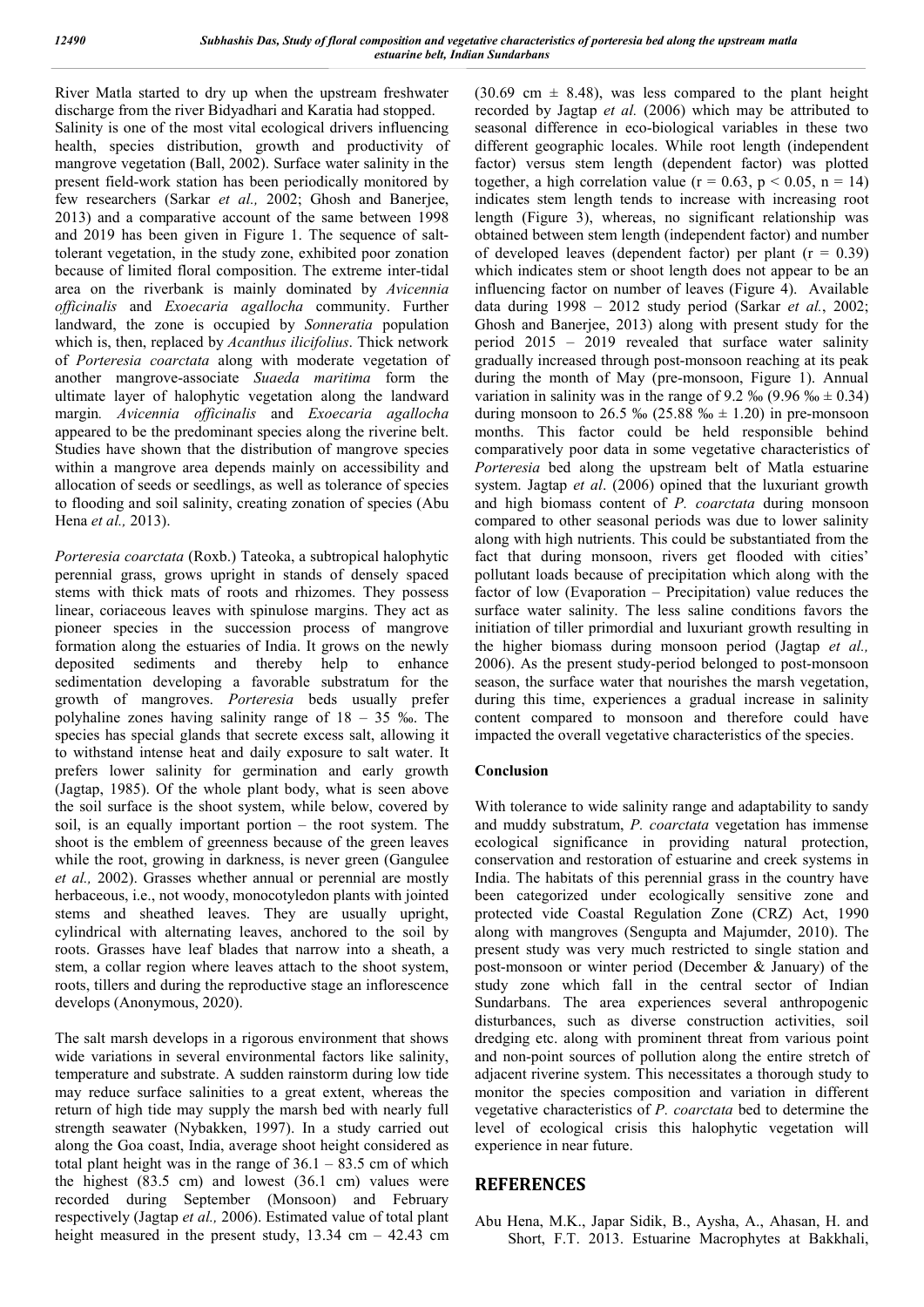River Matla started to dry up when the upstream freshwater discharge from the river Bidyadhari and Karatia had stopped. Salinity is one of the most vital ecological drivers influencing health, species distribution, growth and productivity of mangrove vegetation (Ball, 2002). Surface water salinity in the present field-work station has been periodically monitored by few researchers (Sarkar *et al.,* 2002; Ghosh and Banerjee, 2013) and a comparative account of the same between 1998 and 2019 has been given in Figure 1. The sequence of salt-tolerant vegetation, in the study zone, exhibited poor zonation because of limited floral composition. The extreme inter-tidal area on the riverbank is mainly dominated by *Avicennia officinalis* and *Exoecaria agallocha* community. Further landward, the zone is occupied by *Sonneratia* population which is, then, replaced by *Acanthus ilicifolius*. Thick network of *Porteresia coarctata* along with moderate vegetation of another mangrove-associate *Suaeda maritima* form the ultimate layer of halophytic vegetation along the landward margin. *Avicennia officinalis* and *Exoecaria agallocha* appeared to be the predominant species along the riverine belt. Studies have shown that the distribution of mangrove species within a mangrove area depends mainly on accessibility and allocation of seeds or seedlings, as well as tolerance of species to flooding and soil salinity, creating zonation of species (Abu Hena *et al.,* 2013).

*Porteresia coarctata* (Roxb.) Tateoka, a subtropical halophytic perennial grass, grows upright in stands of densely spaced stems with thick mats of roots and rhizomes. They possess linear, coriaceous leaves with spinulose margins. They act as pioneer species in the succession process of mangrove formation along the estuaries of India. It grows on the newly deposited sediments and thereby help to enhance sedimentation developing a favorable substratum for the growth of mangroves. *Porteresia* beds usually prefer polyhaline zones having salinity range of 18 – 35 ‰. The species has special glands that secrete excess salt, allowing it to withstand intense heat and daily exposure to salt water. It prefers lower salinity for germination and early growth (Jagtap, 1985). Of the whole plant body, what is seen above the soil surface is the shoot system, while below, covered by soil, is an equally important portion – the root system. The shoot is the emblem of greenness because of the green leaves while the root, growing in darkness, is never green (Gangulee *et al.,* 2002). Grasses whether annual or perennial are mostly herbaceous, i.e., not woody, monocotyledon plants with jointed stems and sheathed leaves. They are usually upright, cylindrical with alternating leaves, anchored to the soil by roots. Grasses have leaf blades that narrow into a sheath, a stem, a collar region where leaves attach to the shoot system, roots, tillers and during the reproductive stage an inflorescence develops (Anonymous, 2020).

The salt marsh develops in a rigorous environment that shows wide variations in several environmental factors like salinity, temperature and substrate. A sudden rainstorm during low tide may reduce surface salinities to a great extent, whereas the return of high tide may supply the marsh bed with nearly full strength seawater (Nybakken, 1997). In a study carried out along the Goa coast, India, average shoot height considered as total plant height was in the range of 36.1 – 83.5 cm of which the highest (83.5 cm) and lowest (36.1 cm) values were recorded during September (Monsoon) and February respectively (Jagtap *et al.,* 2006). Estimated value of total plant height measured in the present study, 13.34 cm – 42.43 cm (30.69 cm ± 8.48), was less compared to the plant height recorded by Jagtap *et al.* (2006) which may be attributed to seasonal difference in eco-biological variables in these two different geographic locales. While root length (independent factor) versus stem length (dependent factor) was plotted together, a high correlation value ($r = 0.63$, $p < 0.05$, $n = 14$) indicates stem length tends to increase with increasing root length (Figure 3), whereas, no significant relationship was obtained between stem length (independent factor) and number of developed leaves (dependent factor) per plant ($r = 0.39$) which indicates stem or shoot length does not appear to be an influencing factor on number of leaves (Figure 4). Available data during 1998 – 2012 study period (Sarkar *et al.*, 2002; Ghosh and Banerjee, 2013) along with present study for the period 2015 – 2019 revealed that surface water salinity gradually increased through post-monsoon reaching at its peak during the month of May (pre-monsoon, Figure 1). Annual variation in salinity was in the range of 9.2 ‰ (9.96 ‰ ± 0.34) during monsoon to 26.5 ‰ (25.88 ‰ ± 1.20) in pre-monsoon months. This factor could be held responsible behind comparatively poor data in some vegetative characteristics of *Porteresia* bed along the upstream belt of Matla estuarine system. Jagtap *et al*. (2006) opined that the luxuriant growth and high biomass content of *P. coarctata* during monsoon compared to other seasonal periods was due to lower salinity along with high nutrients. This could be substantiated from the fact that during monsoon, rivers get flooded with cities' pollutant loads because of precipitation which along with the factor of low (Evaporation – Precipitation) value reduces the surface water salinity. The less saline conditions favors the initiation of tiller primordial and luxuriant growth resulting in the higher biomass during monsoon period (Jagtap *et al.,* 2006). As the present study-period belonged to post-monsoon season, the surface water that nourishes the marsh vegetation, during this time, experiences a gradual increase in salinity content compared to monsoon and therefore could have impacted the overall vegetative characteristics of the species.

### Conclusion

With tolerance to wide salinity range and adaptability to sandy and muddy substratum, *P. coarctata* vegetation has immense ecological significance in providing natural protection, conservation and restoration of estuarine and creek systems in India. The habitats of this perennial grass in the country have been categorized under ecologically sensitive zone and protected vide Coastal Regulation Zone (CRZ) Act, 1990 along with mangroves (Sengupta and Majumder, 2010). The present study was very much restricted to single station and post-monsoon or winter period (December & January) of the study zone which fall in the central sector of Indian Sundarbans. The area experiences several anthropogenic disturbances, such as diverse construction activities, soil dredging etc. along with prominent threat from various point and non-point sources of pollution along the entire stretch of adjacent riverine system. This necessitates a thorough study to monitor the species composition and variation in different vegetative characteristics of *P. coarctata* bed to determine the level of ecological crisis this halophytic vegetation will experience in near future.

## REFERENCES

Abu Hena, M.K., Japar Sidik, B., Aysha, A., Ahasan, H. and Short, F.T. 2013. Estuarine Macrophytes at Bakkhali,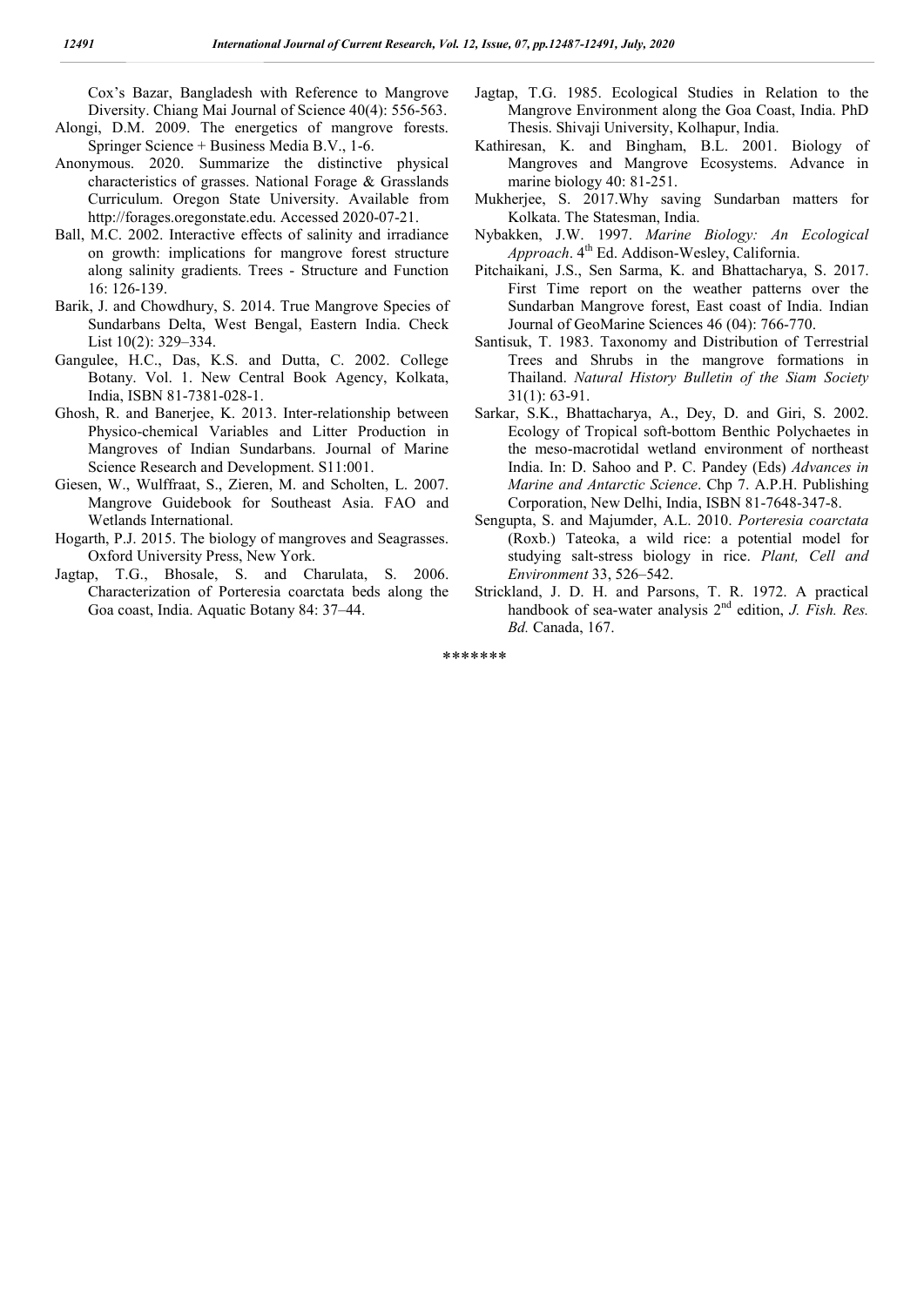Cox's Bazar, Bangladesh with Reference to Mangrove Diversity. Chiang Mai Journal of Science 40(4): 556-563.

Alongi, D.M. 2009. The energetics of mangrove forests. Springer Science + Business Media B.V., 1-6.

Anonymous. 2020. Summarize the distinctive physical characteristics of grasses. National Forage & Grasslands Curriculum. Oregon State University. Available from http://forages.oregonstate.edu. Accessed 2020-07-21.

Ball, M.C. 2002. Interactive effects of salinity and irradiance on growth: implications for mangrove forest structure along salinity gradients. Trees - Structure and Function 16: 126-139.

Barik, J. and Chowdhury, S. 2014. True Mangrove Species of Sundarbans Delta, West Bengal, Eastern India. Check List 10(2): 329–334.

Gangulee, H.C., Das, K.S. and Dutta, C. 2002. College Botany. Vol. 1. New Central Book Agency, Kolkata, India, ISBN 81-7381-028-1.

Ghosh, R. and Banerjee, K. 2013. Inter-relationship between Physico-chemical Variables and Litter Production in Mangroves of Indian Sundarbans. Journal of Marine Science Research and Development. S11:001.

Giesen, W., Wulffraat, S., Zieren, M. and Scholten, L. 2007. Mangrove Guidebook for Southeast Asia. FAO and Wetlands International.

Hogarth, P.J. 2015. The biology of mangroves and Seagrasses. Oxford University Press, New York.

Jagtap, T.G., Bhosale, S. and Charulata, S. 2006. Characterization of Porteresia coarctata beds along the Goa coast, India. Aquatic Botany 84: 37–44.

Jagtap, T.G. 1985. Ecological Studies in Relation to the Mangrove Environment along the Goa Coast, India. PhD Thesis. Shivaji University, Kolhapur, India.

Kathiresan, K. and Bingham, B.L. 2001. Biology of Mangroves and Mangrove Ecosystems. Advance in marine biology 40: 81-251.

Mukherjee, S. 2017.Why saving Sundarban matters for Kolkata. The Statesman, India.

Nybakken, J.W. 1997. *Marine Biology: An Ecological Approach*. 4th Ed. Addison-Wesley, California.

Pitchaikani, J.S., Sen Sarma, K. and Bhattacharya, S. 2017. First Time report on the weather patterns over the Sundarban Mangrove forest, East coast of India. Indian Journal of GeoMarine Sciences 46 (04): 766-770.

Santisuk, T. 1983. Taxonomy and Distribution of Terrestrial Trees and Shrubs in the mangrove formations in Thailand. *Natural History Bulletin of the Siam Society* 31(1): 63-91.

Sarkar, S.K., Bhattacharya, A., Dey, D. and Giri, S. 2002. Ecology of Tropical soft-bottom Benthic Polychaetes in the meso-macrotidal wetland environment of northeast India. In: D. Sahoo and P. C. Pandey (Eds) *Advances in Marine and Antarctic Science*. Chp 7. A.P.H. Publishing Corporation, New Delhi, India, ISBN 81-7648-347-8.

Sengupta, S. and Majumder, A.L. 2010. *Porteresia coarctata* (Roxb.) Tateoka, a wild rice: a potential model for studying salt-stress biology in rice. *Plant, Cell and Environment* 33, 526–542.

Strickland, J. D. H. and Parsons, T. R. 1972. A practical handbook of sea-water analysis 2nd edition, *J. Fish. Res. Bd.* Canada, 167.

*******